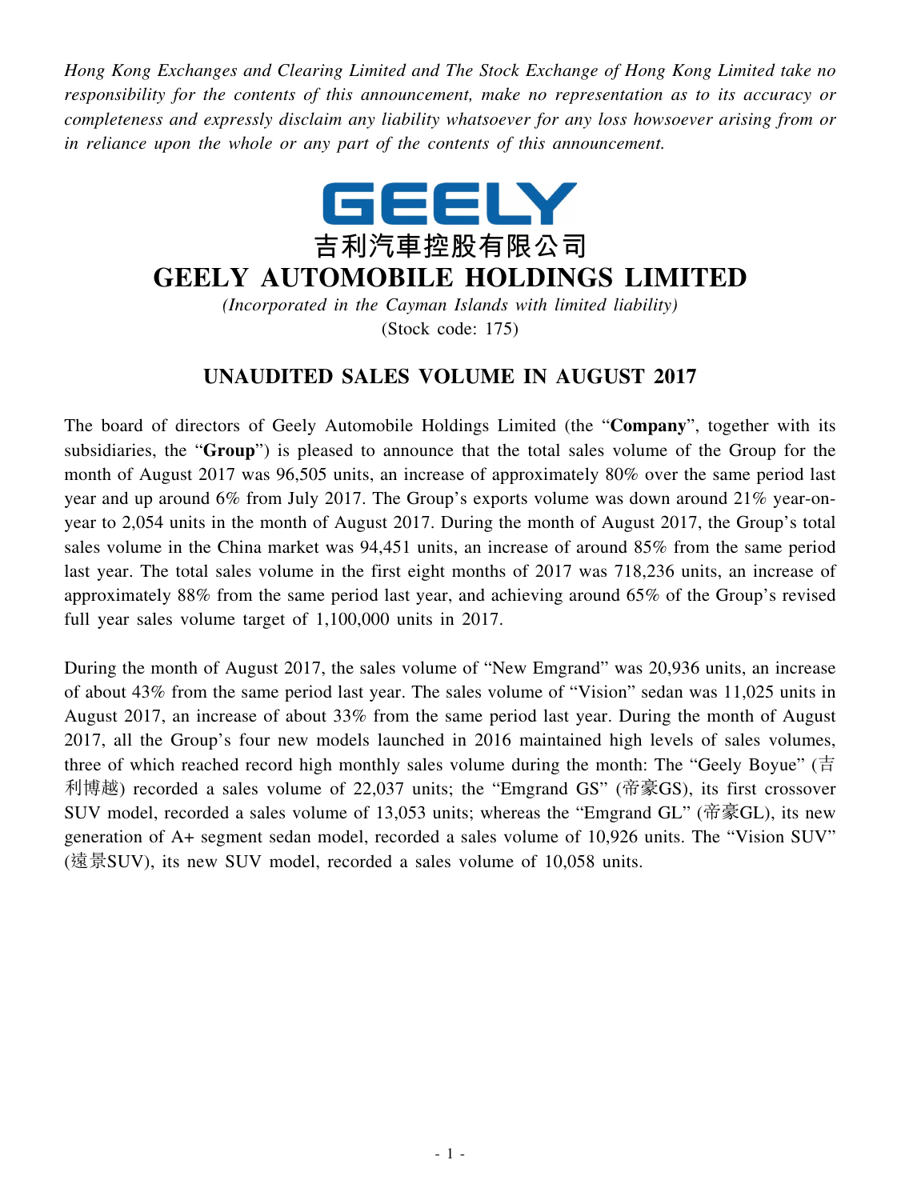*Hong Kong Exchanges and Clearing Limited and The Stock Exchange of Hong Kong Limited take no responsibility for the contents of this announcement, make no representation as to its accuracy or completeness and expressly disclaim any liability whatsoever for any loss howsoever arising from or in reliance upon the whole or any part of the contents of this announcement.*

GEELY

吉利汽車控股有限公司

# GEELY AUTOMOBILE HOLDINGS LIMITED

*(Incorporated in the Cayman Islands with limited liability)*

(Stock code: 175)

## UNAUDITED SALES VOLUME IN AUGUST 2017

The board of directors of Geely Automobile Holdings Limited (the "**Company**", together with its subsidiaries, the "**Group**") is pleased to announce that the total sales volume of the Group for the month of August 2017 was 96,505 units, an increase of approximately 80% over the same period last year and up around 6% from July 2017. The Group's exports volume was down around 21% year-on-year to 2,054 units in the month of August 2017. During the month of August 2017, the Group's total sales volume in the China market was 94,451 units, an increase of around 85% from the same period last year. The total sales volume in the first eight months of 2017 was 718,236 units, an increase of approximately 88% from the same period last year, and achieving around 65% of the Group's revised full year sales volume target of 1,100,000 units in 2017.

During the month of August 2017, the sales volume of "New Emgrand" was 20,936 units, an increase of about 43% from the same period last year. The sales volume of "Vision" sedan was 11,025 units in August 2017, an increase of about 33% from the same period last year. During the month of August 2017, all the Group's four new models launched in 2016 maintained high levels of sales volumes, three of which reached record high monthly sales volume during the month: The "Geely Boyue" (吉利博越) recorded a sales volume of 22,037 units; the "Emgrand GS" (帝豪GS), its first crossover SUV model, recorded a sales volume of 13,053 units; whereas the "Emgrand GL" (帝豪GL), its new generation of A+ segment sedan model, recorded a sales volume of 10,926 units. The "Vision SUV" (遠景SUV), its new SUV model, recorded a sales volume of 10,058 units.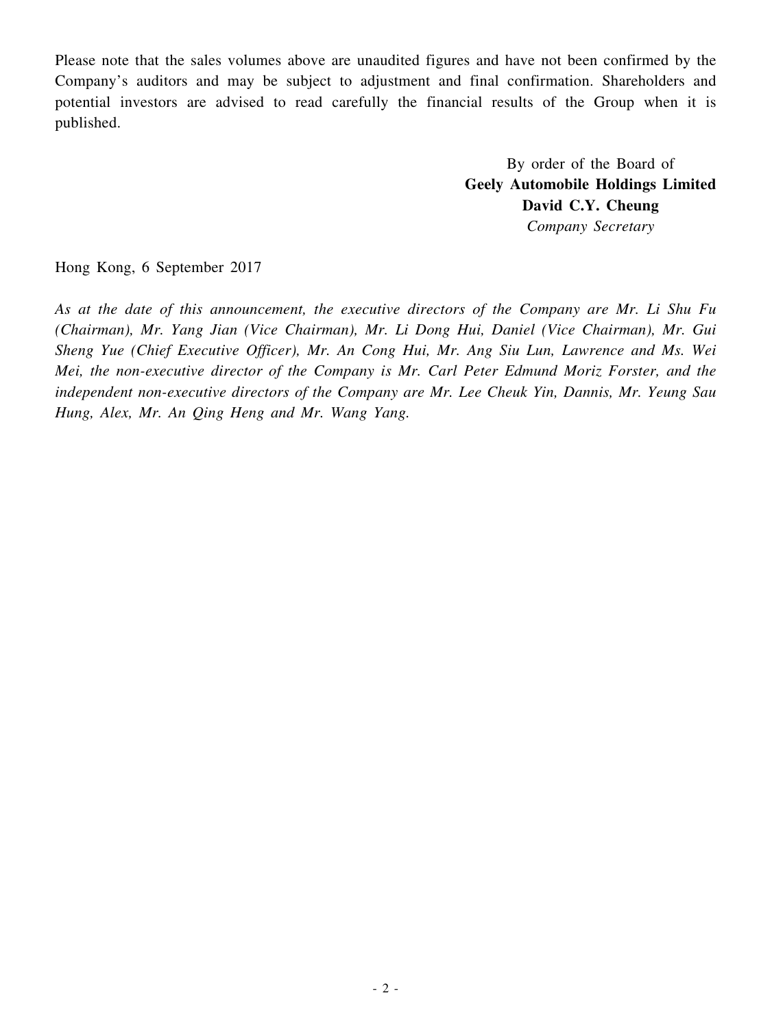Please note that the sales volumes above are unaudited figures and have not been confirmed by the Company's auditors and may be subject to adjustment and final confirmation. Shareholders and potential investors are advised to read carefully the financial results of the Group when it is published.

By order of the Board of
**Geely Automobile Holdings Limited**
**David C.Y. Cheung**
*Company Secretary*

Hong Kong, 6 September 2017

*As at the date of this announcement, the executive directors of the Company are Mr. Li Shu Fu (Chairman), Mr. Yang Jian (Vice Chairman), Mr. Li Dong Hui, Daniel (Vice Chairman), Mr. Gui Sheng Yue (Chief Executive Officer), Mr. An Cong Hui, Mr. Ang Siu Lun, Lawrence and Ms. Wei Mei, the non-executive director of the Company is Mr. Carl Peter Edmund Moriz Forster, and the independent non-executive directors of the Company are Mr. Lee Cheuk Yin, Dannis, Mr. Yeung Sau Hung, Alex, Mr. An Qing Heng and Mr. Wang Yang.*